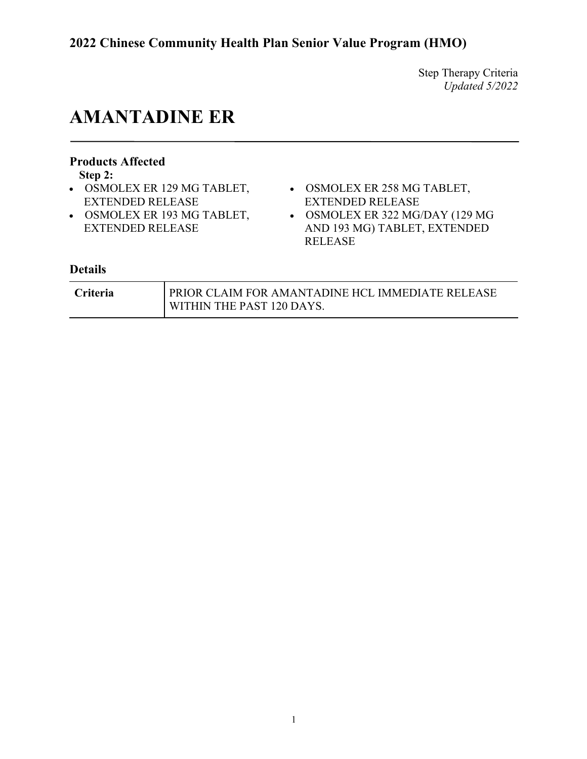## 2022 Chinese Community Health Plan Senior Value Program (HMO)

Step Therapy Criteria
*Updated 5/2022*

# AMANTADINE ER

### Products Affected

**Step 2:**

- OSMOLEX ER 129 MG TABLET, EXTENDED RELEASE
- OSMOLEX ER 193 MG TABLET, EXTENDED RELEASE
- OSMOLEX ER 258 MG TABLET, EXTENDED RELEASE
- OSMOLEX ER 322 MG/DAY (129 MG AND 193 MG) TABLET, EXTENDED RELEASE

### Details

| | |
|---|---|
| **Criteria** | PRIOR CLAIM FOR AMANTADINE HCL IMMEDIATE RELEASE WITHIN THE PAST 120 DAYS. |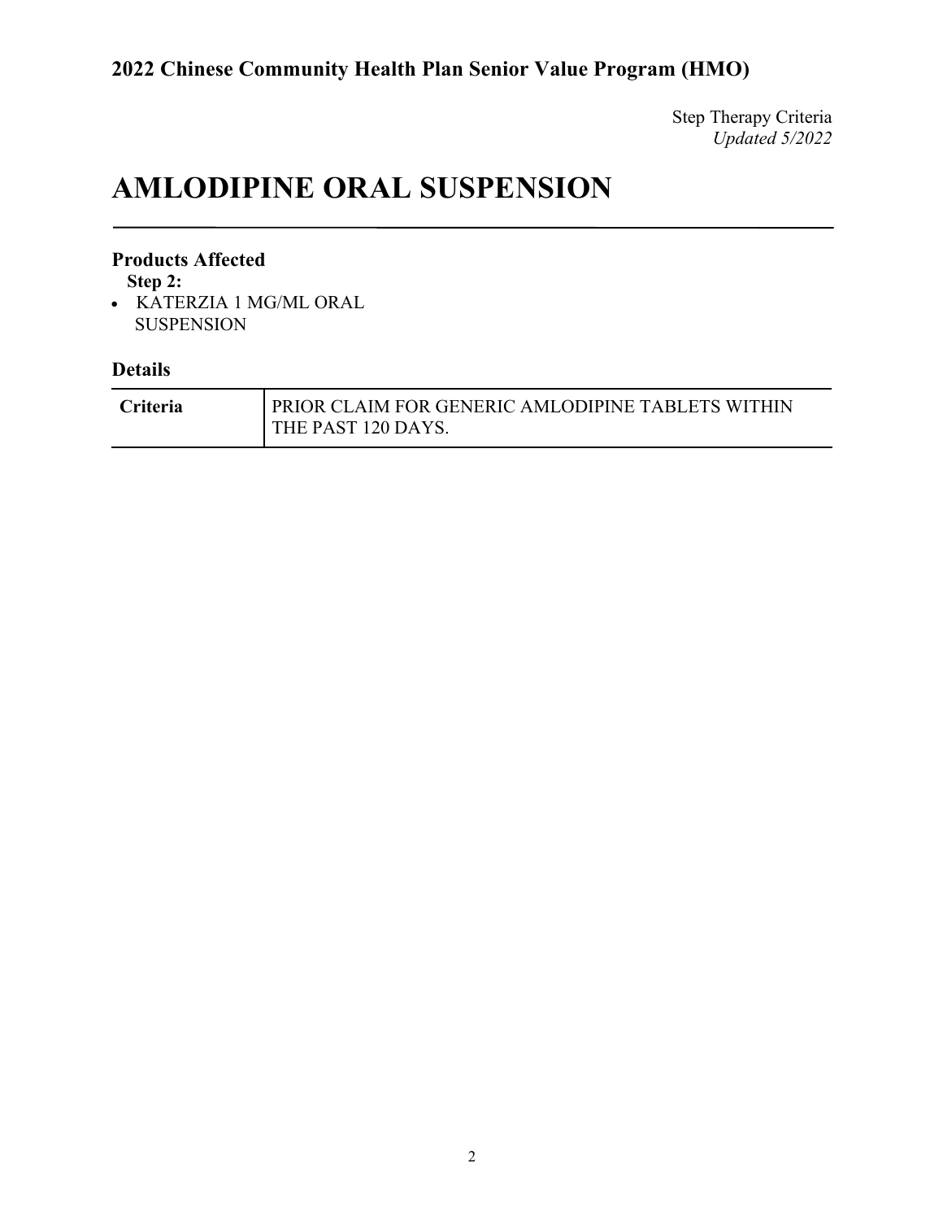# AMLODIPINE ORAL SUSPENSION

## Products Affected

**Step 2:**

- KATERZIA 1 MG/ML ORAL SUSPENSION

## Details

| Criteria | PRIOR CLAIM FOR GENERIC AMLODIPINE TABLETS WITHIN THE PAST 120 DAYS. |
|---|---|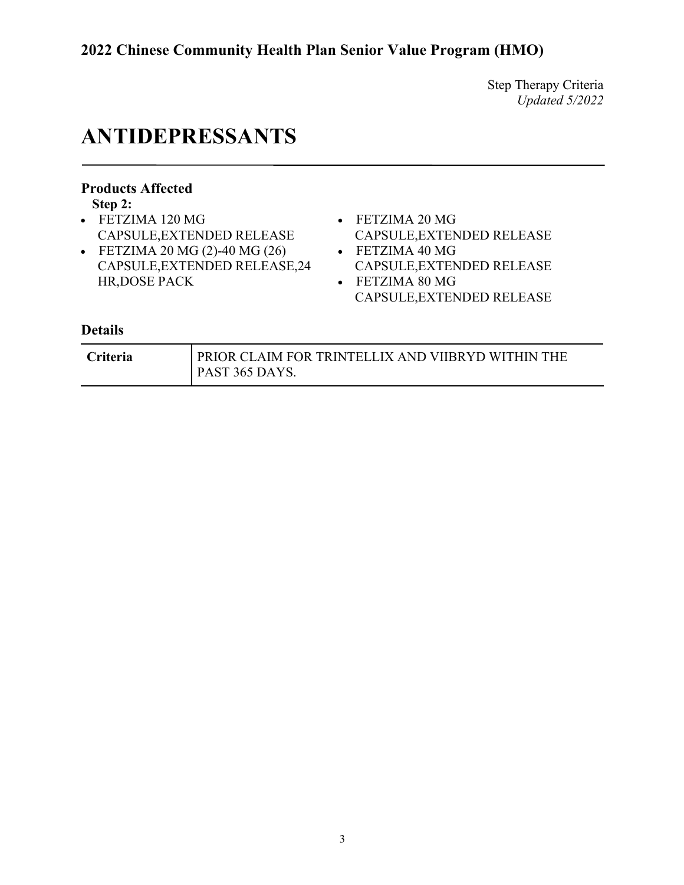# ANTIDEPRESSANTS

### Products Affected

**Step 2:**

- FETZIMA 120 MG CAPSULE,EXTENDED RELEASE
- FETZIMA 20 MG (2)-40 MG (26) CAPSULE,EXTENDED RELEASE,24 HR,DOSE PACK
- FETZIMA 20 MG CAPSULE,EXTENDED RELEASE
- FETZIMA 40 MG CAPSULE,EXTENDED RELEASE
- FETZIMA 80 MG CAPSULE,EXTENDED RELEASE

### Details

| | |
|---|---|
| **Criteria** | PRIOR CLAIM FOR TRINTELLIX AND VIIBRYD WITHIN THE PAST 365 DAYS. |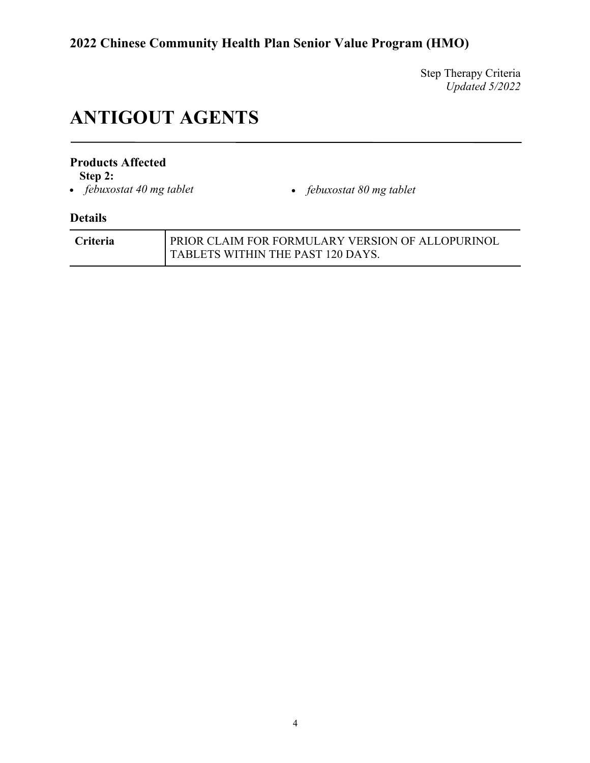## 2022 Chinese Community Health Plan Senior Value Program (HMO)

Step Therapy Criteria
*Updated 5/2022*

# ANTIGOUT AGENTS

### Products Affected

**Step 2:**

- *febuxostat 40 mg tablet*
- *febuxostat 80 mg tablet*

### Details

| | |
|---|---|
| **Criteria** | PRIOR CLAIM FOR FORMULARY VERSION OF ALLOPURINOL TABLETS WITHIN THE PAST 120 DAYS. |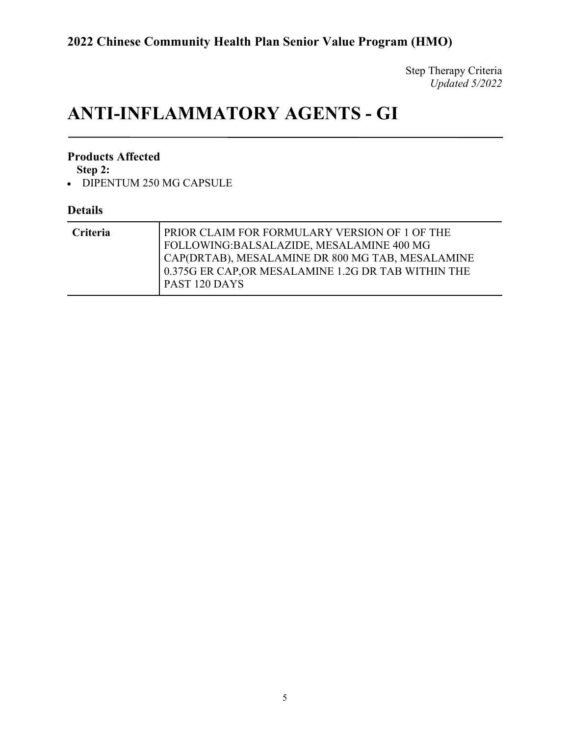Step Therapy Criteria
*Updated 5/2022*

# ANTI-INFLAMMATORY AGENTS - GI

### Products Affected

**Step 2:**

- DIPENTUM 250 MG CAPSULE

### Details

| | |
|---|---|
| **Criteria** | PRIOR CLAIM FOR FORMULARY VERSION OF 1 OF THE FOLLOWING:BALSALAZIDE, MESALAMINE 400 MG CAP(DRTAB), MESALAMINE DR 800 MG TAB, MESALAMINE 0.375G ER CAP,OR MESALAMINE 1.2G DR TAB WITHIN THE PAST 120 DAYS |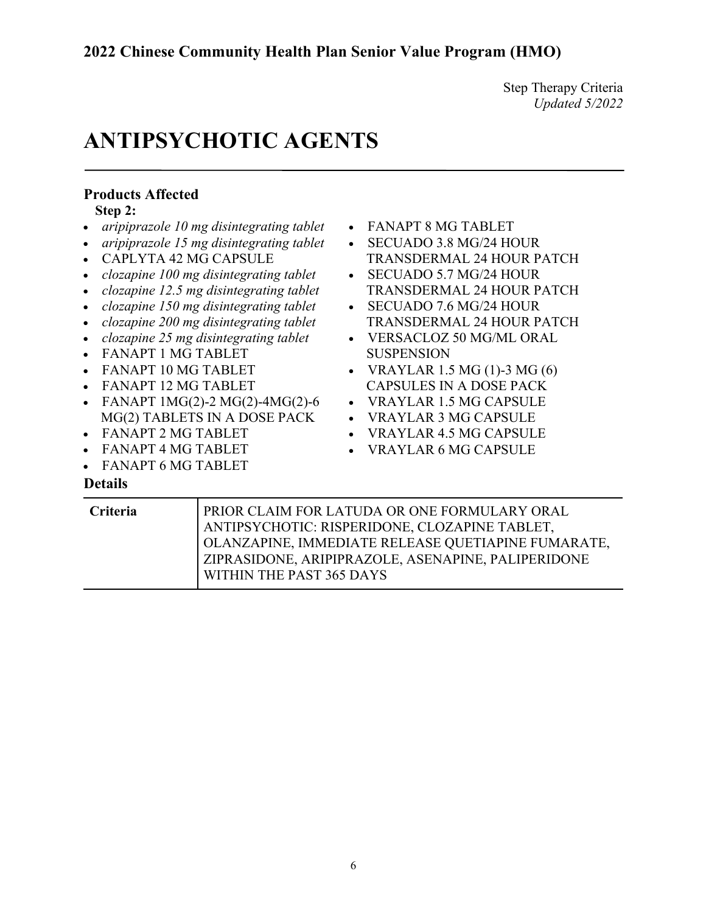# ANTIPSYCHOTIC AGENTS

Step Therapy Criteria
*Updated 5/2022*

### Products Affected

**Step 2:**

- *aripiprazole 10 mg disintegrating tablet*
- *aripiprazole 15 mg disintegrating tablet*
- CAPLYTA 42 MG CAPSULE
- *clozapine 100 mg disintegrating tablet*
- *clozapine 12.5 mg disintegrating tablet*
- *clozapine 150 mg disintegrating tablet*
- *clozapine 200 mg disintegrating tablet*
- *clozapine 25 mg disintegrating tablet*
- FANAPT 1 MG TABLET
- FANAPT 10 MG TABLET
- FANAPT 12 MG TABLET
- FANAPT 1MG(2)-2 MG(2)-4MG(2)-6 MG(2) TABLETS IN A DOSE PACK
- FANAPT 2 MG TABLET
- FANAPT 4 MG TABLET
- FANAPT 6 MG TABLET
- FANAPT 8 MG TABLET
- SECUADO 3.8 MG/24 HOUR TRANSDERMAL 24 HOUR PATCH
- SECUADO 5.7 MG/24 HOUR TRANSDERMAL 24 HOUR PATCH
- SECUADO 7.6 MG/24 HOUR TRANSDERMAL 24 HOUR PATCH
- VERSACLOZ 50 MG/ML ORAL SUSPENSION
- VRAYLAR 1.5 MG (1)-3 MG (6) CAPSULES IN A DOSE PACK
- VRAYLAR 1.5 MG CAPSULE
- VRAYLAR 3 MG CAPSULE
- VRAYLAR 4.5 MG CAPSULE
- VRAYLAR 6 MG CAPSULE

### Details

| | |
|---|---|
| **Criteria** | PRIOR CLAIM FOR LATUDA OR ONE FORMULARY ORAL ANTIPSYCHOTIC: RISPERIDONE, CLOZAPINE TABLET, OLANZAPINE, IMMEDIATE RELEASE QUETIAPINE FUMARATE, ZIPRASIDONE, ARIPIPRAZOLE, ASENAPINE, PALIPERIDONE WITHIN THE PAST 365 DAYS |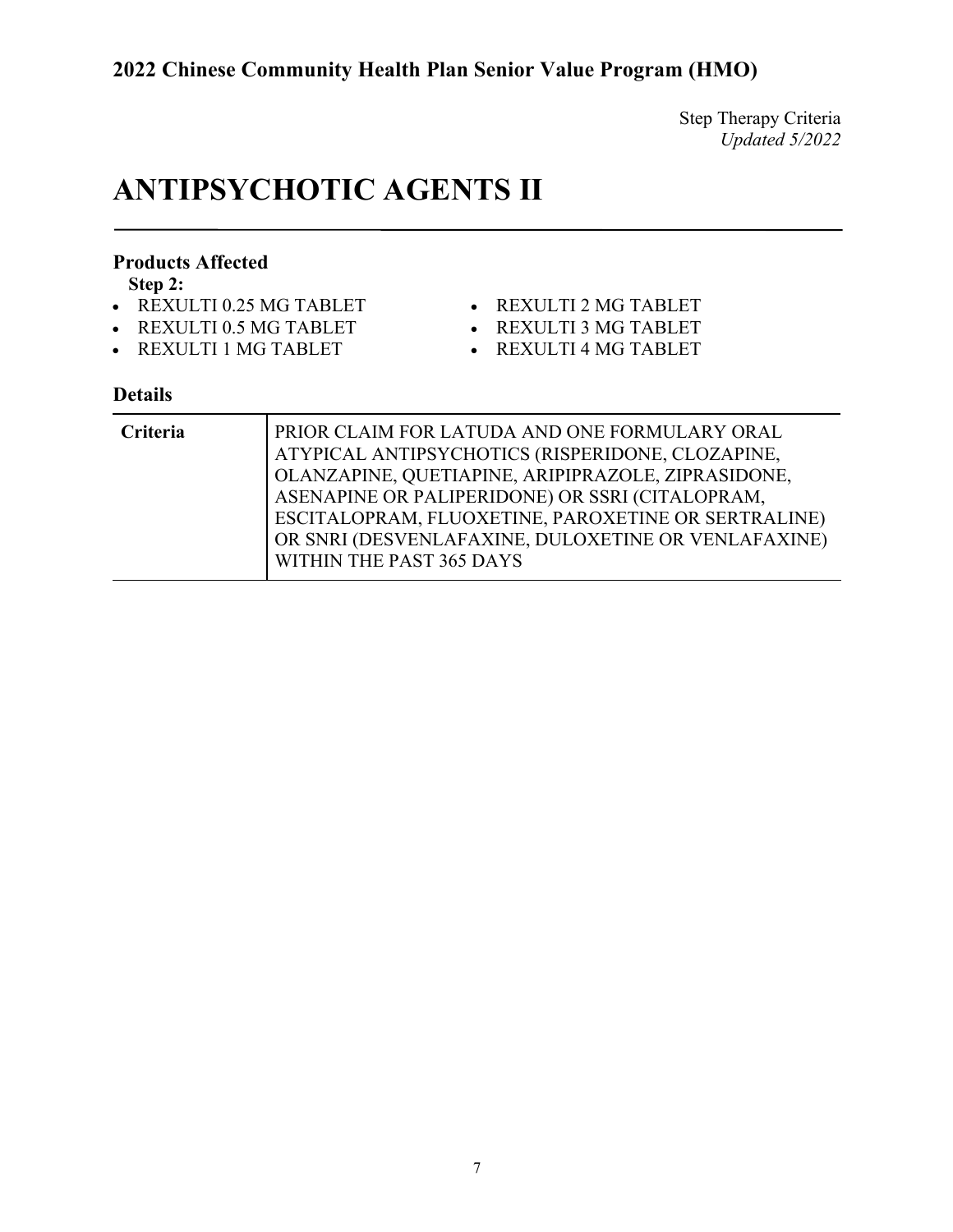Step Therapy Criteria
*Updated 5/2022*

# ANTIPSYCHOTIC AGENTS II

### Products Affected

**Step 2:**

- REXULTI 0.25 MG TABLET
- REXULTI 0.5 MG TABLET
- REXULTI 1 MG TABLET
- REXULTI 2 MG TABLET
- REXULTI 3 MG TABLET
- REXULTI 4 MG TABLET

### Details

| | |
|---|---|
| **Criteria** | PRIOR CLAIM FOR LATUDA AND ONE FORMULARY ORAL ATYPICAL ANTIPSYCHOTICS (RISPERIDONE, CLOZAPINE, OLANZAPINE, QUETIAPINE, ARIPIPRAZOLE, ZIPRASIDONE, ASENAPINE OR PALIPERIDONE) OR SSRI (CITALOPRAM, ESCITALOPRAM, FLUOXETINE, PAROXETINE OR SERTRALINE) OR SNRI (DESVENLAFAXINE, DULOXETINE OR VENLAFAXINE) WITHIN THE PAST 365 DAYS |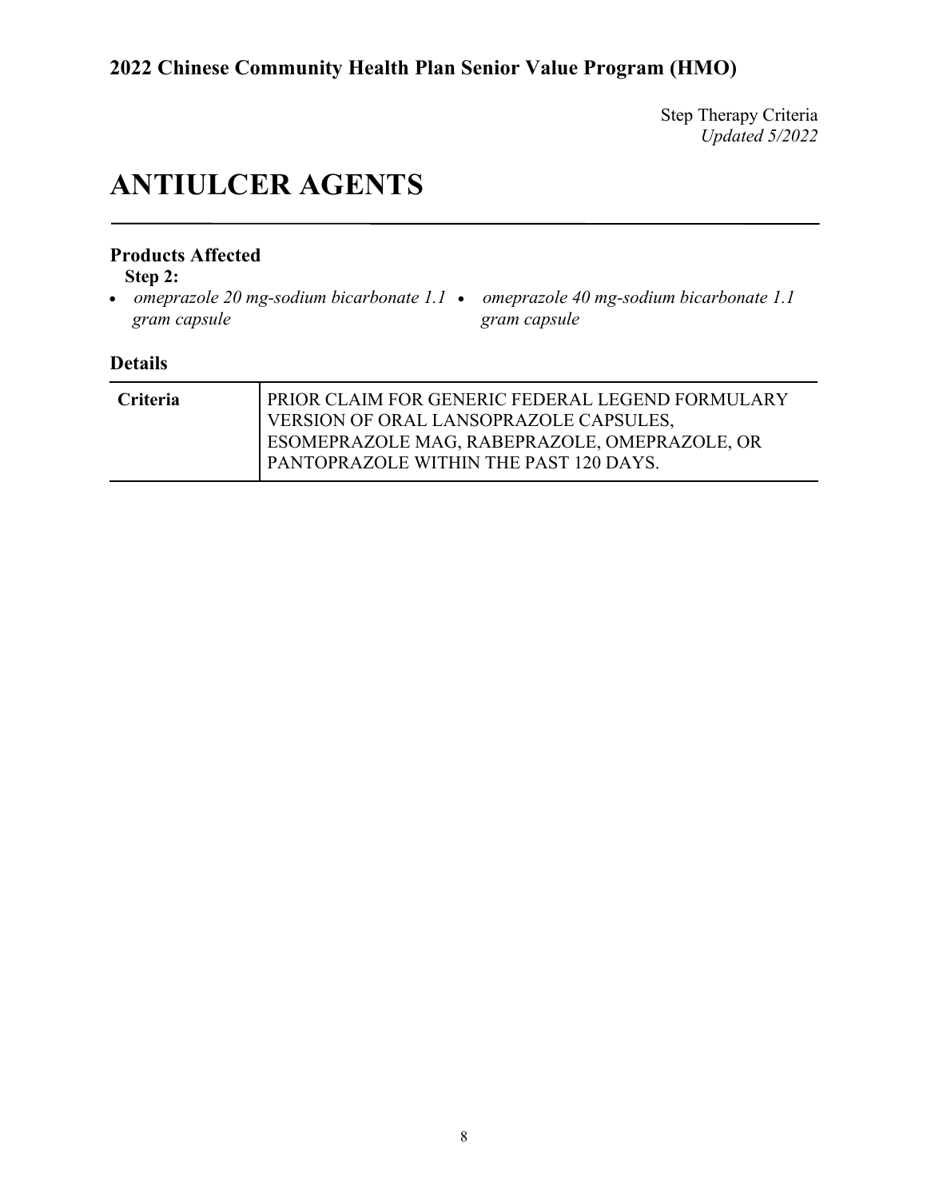# ANTIULCER AGENTS

### Products Affected

**Step 2:**

- *omeprazole 20 mg-sodium bicarbonate 1.1 gram capsule*
- *omeprazole 40 mg-sodium bicarbonate 1.1 gram capsule*

### Details

| | |
|---|---|
| **Criteria** | PRIOR CLAIM FOR GENERIC FEDERAL LEGEND FORMULARY VERSION OF ORAL LANSOPRAZOLE CAPSULES, ESOMEPRAZOLE MAG, RABEPRAZOLE, OMEPRAZOLE, OR PANTOPRAZOLE WITHIN THE PAST 120 DAYS. |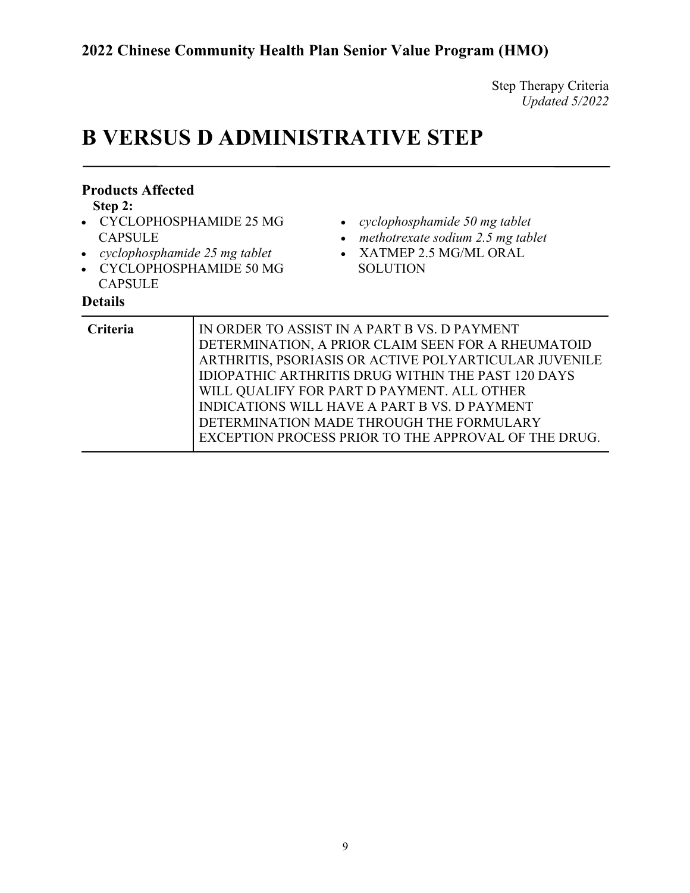# B VERSUS D ADMINISTRATIVE STEP

## Products Affected

**Step 2:**

- CYCLOPHOSPHAMIDE 25 MG CAPSULE
- *cyclophosphamide 25 mg tablet*
- CYCLOPHOSPHAMIDE 50 MG CAPSULE
- *cyclophosphamide 50 mg tablet*
- *methotrexate sodium 2.5 mg tablet*
- XATMEP 2.5 MG/ML ORAL SOLUTION

## Details

| | |
|---|---|
| **Criteria** | IN ORDER TO ASSIST IN A PART B VS. D PAYMENT DETERMINATION, A PRIOR CLAIM SEEN FOR A RHEUMATOID ARTHRITIS, PSORIASIS OR ACTIVE POLYARTICULAR JUVENILE IDIOPATHIC ARTHRITIS DRUG WITHIN THE PAST 120 DAYS WILL QUALIFY FOR PART D PAYMENT. ALL OTHER INDICATIONS WILL HAVE A PART B VS. D PAYMENT DETERMINATION MADE THROUGH THE FORMULARY EXCEPTION PROCESS PRIOR TO THE APPROVAL OF THE DRUG. |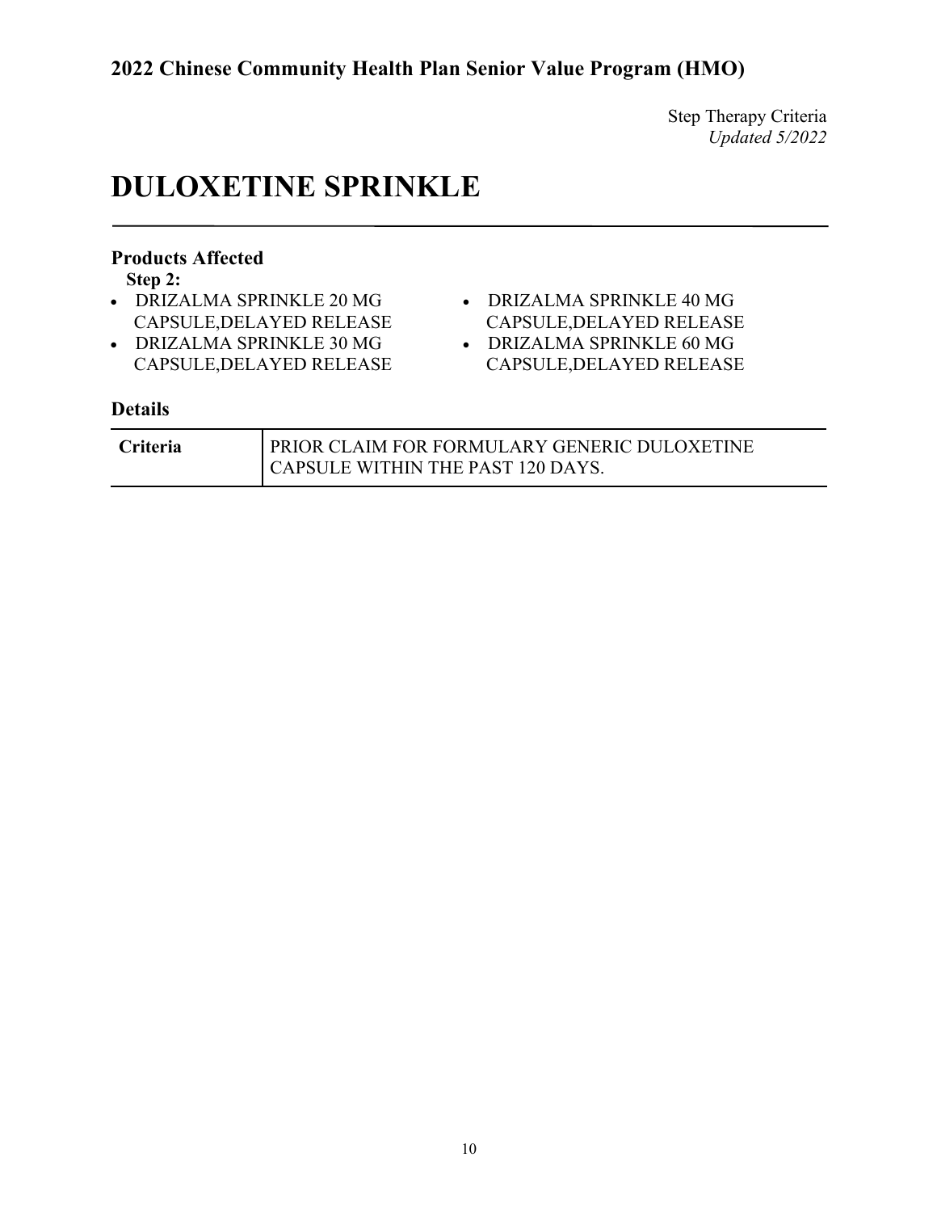Step Therapy Criteria
*Updated 5/2022*

# DULOXETINE SPRINKLE

### Products Affected

**Step 2:**

- DRIZALMA SPRINKLE 20 MG CAPSULE,DELAYED RELEASE
- DRIZALMA SPRINKLE 30 MG CAPSULE,DELAYED RELEASE
- DRIZALMA SPRINKLE 40 MG CAPSULE,DELAYED RELEASE
- DRIZALMA SPRINKLE 60 MG CAPSULE,DELAYED RELEASE

### Details

| | |
|---|---|
| **Criteria** | PRIOR CLAIM FOR FORMULARY GENERIC DULOXETINE CAPSULE WITHIN THE PAST 120 DAYS. |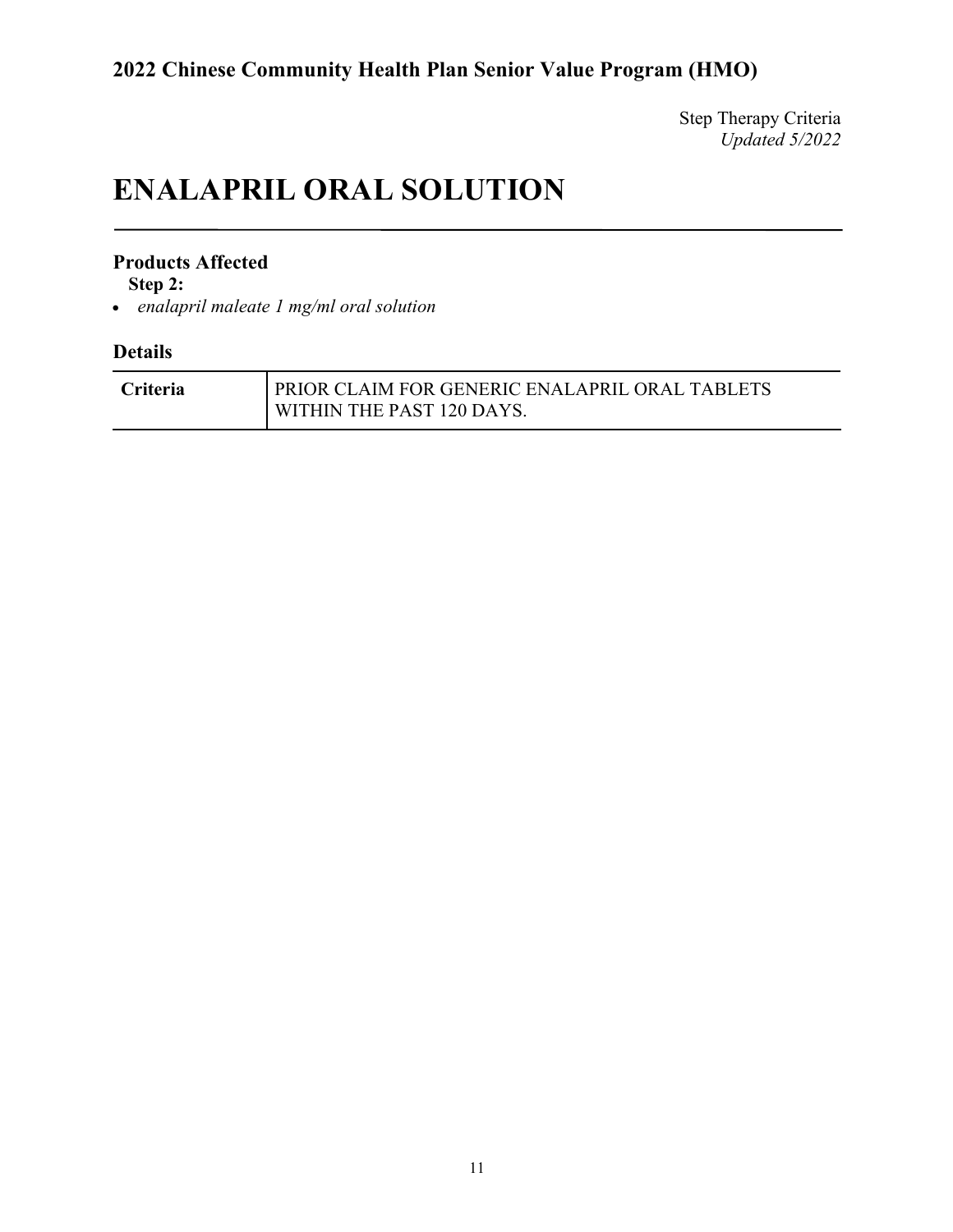Step Therapy Criteria
*Updated 5/2022*

# ENALAPRIL ORAL SOLUTION

### Products Affected

**Step 2:**

- *enalapril maleate 1 mg/ml oral solution*

### Details

| | |
|---|---|
| **Criteria** | PRIOR CLAIM FOR GENERIC ENALAPRIL ORAL TABLETS WITHIN THE PAST 120 DAYS. |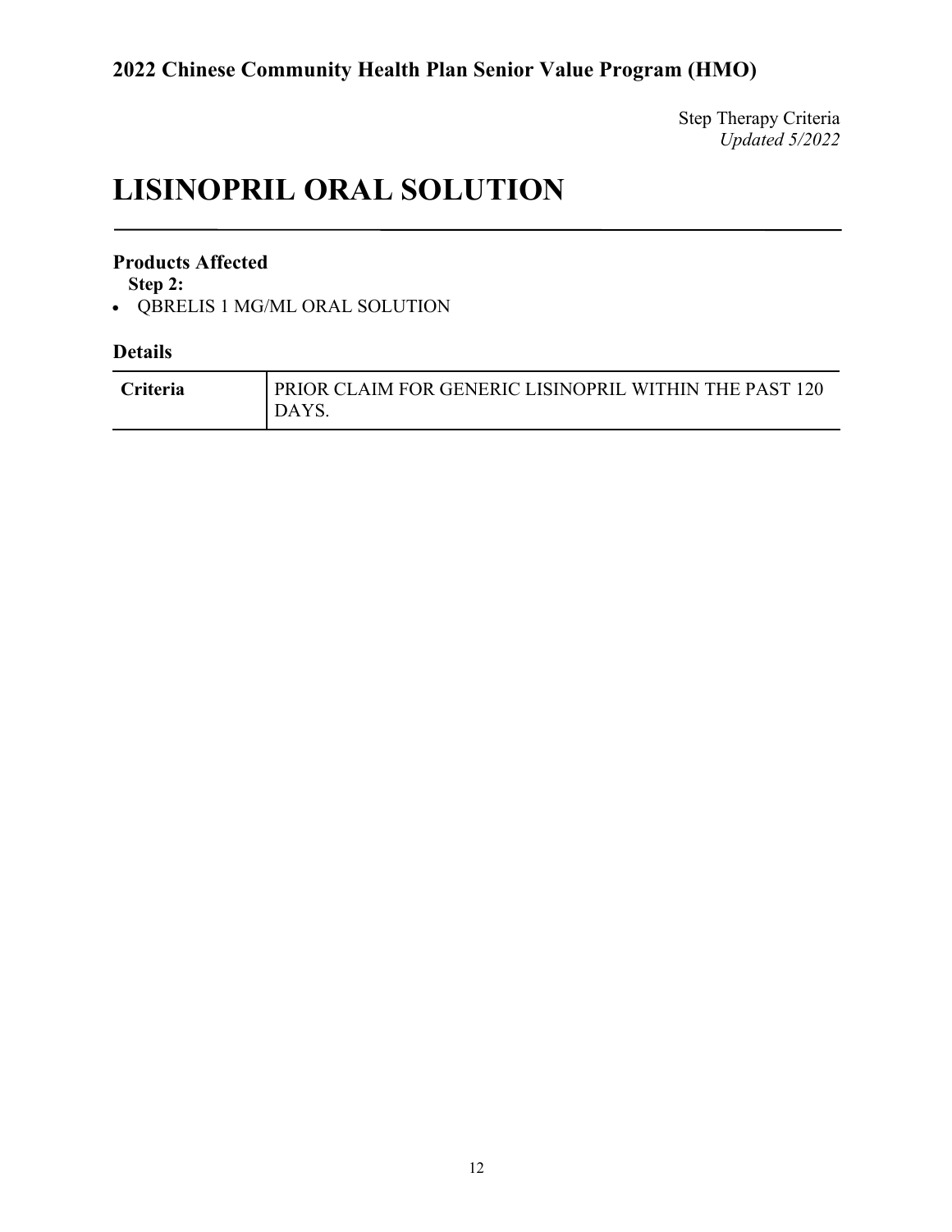Step Therapy Criteria
*Updated 5/2022*

# LISINOPRIL ORAL SOLUTION

### Products Affected

**Step 2:**

- QBRELIS 1 MG/ML ORAL SOLUTION

### Details

| | |
|---|---|
| **Criteria** | PRIOR CLAIM FOR GENERIC LISINOPRIL WITHIN THE PAST 120 DAYS. |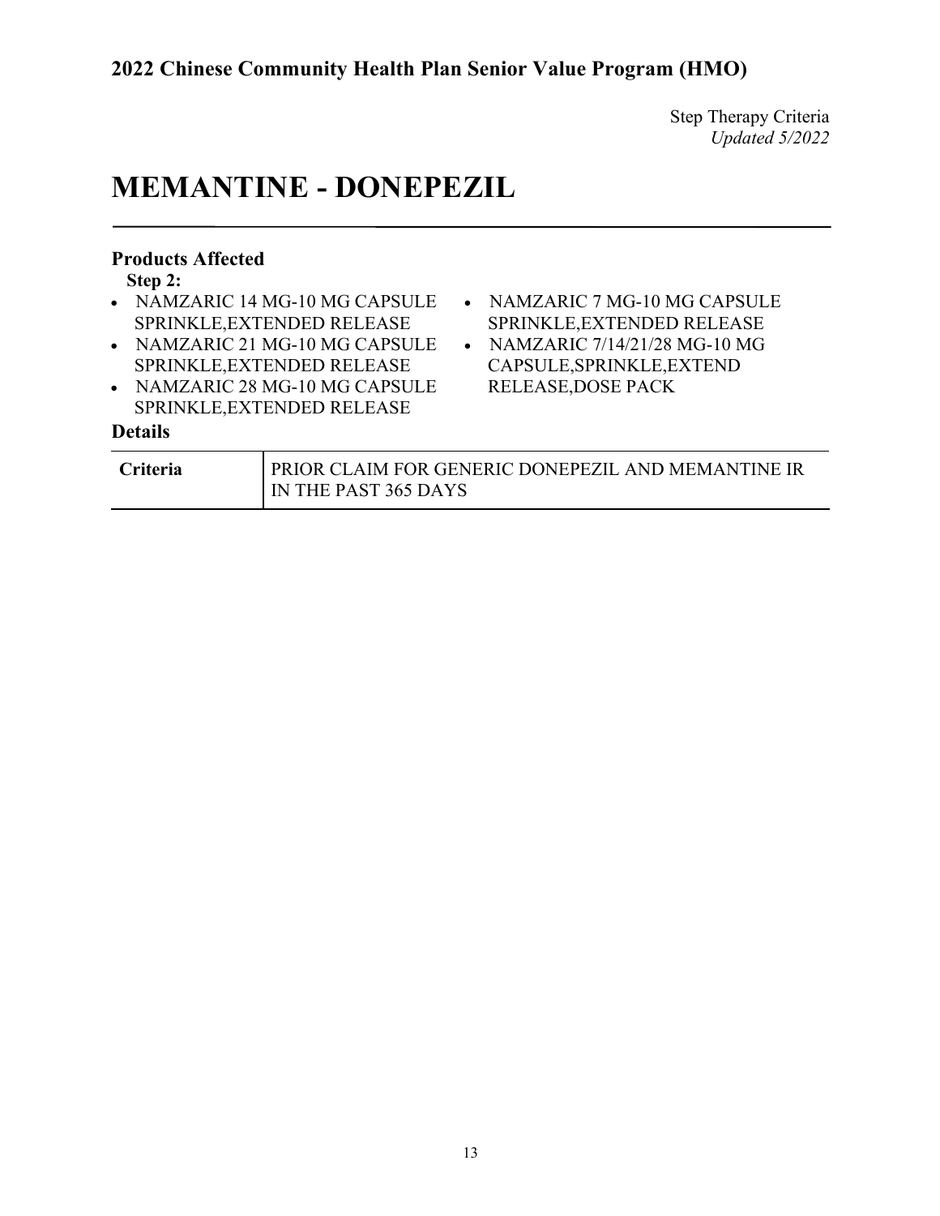# MEMANTINE - DONEPEZIL

### Products Affected

**Step 2:**

- NAMZARIC 14 MG-10 MG CAPSULE SPRINKLE,EXTENDED RELEASE
- NAMZARIC 21 MG-10 MG CAPSULE SPRINKLE,EXTENDED RELEASE
- NAMZARIC 28 MG-10 MG CAPSULE SPRINKLE,EXTENDED RELEASE
- NAMZARIC 7 MG-10 MG CAPSULE SPRINKLE,EXTENDED RELEASE
- NAMZARIC 7/14/21/28 MG-10 MG CAPSULE,SPRINKLE,EXTEND RELEASE,DOSE PACK

### Details

| | |
|---|---|
| **Criteria** | PRIOR CLAIM FOR GENERIC DONEPEZIL AND MEMANTINE IR IN THE PAST 365 DAYS |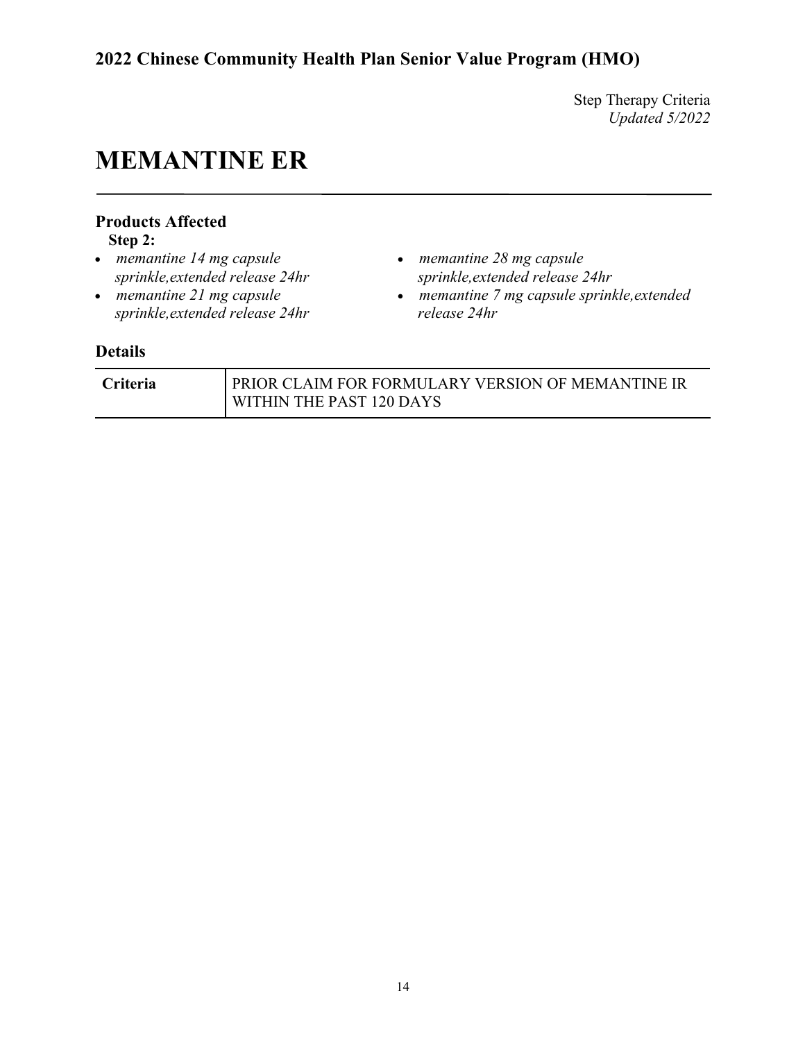# MEMANTINE ER

Step Therapy Criteria
*Updated 5/2022*

## Products Affected

**Step 2:**

- *memantine 14 mg capsule sprinkle,extended release 24hr*
- *memantine 21 mg capsule sprinkle,extended release 24hr*
- *memantine 28 mg capsule sprinkle,extended release 24hr*
- *memantine 7 mg capsule sprinkle,extended release 24hr*

## Details

| | |
|---|---|
| **Criteria** | PRIOR CLAIM FOR FORMULARY VERSION OF MEMANTINE IR WITHIN THE PAST 120 DAYS |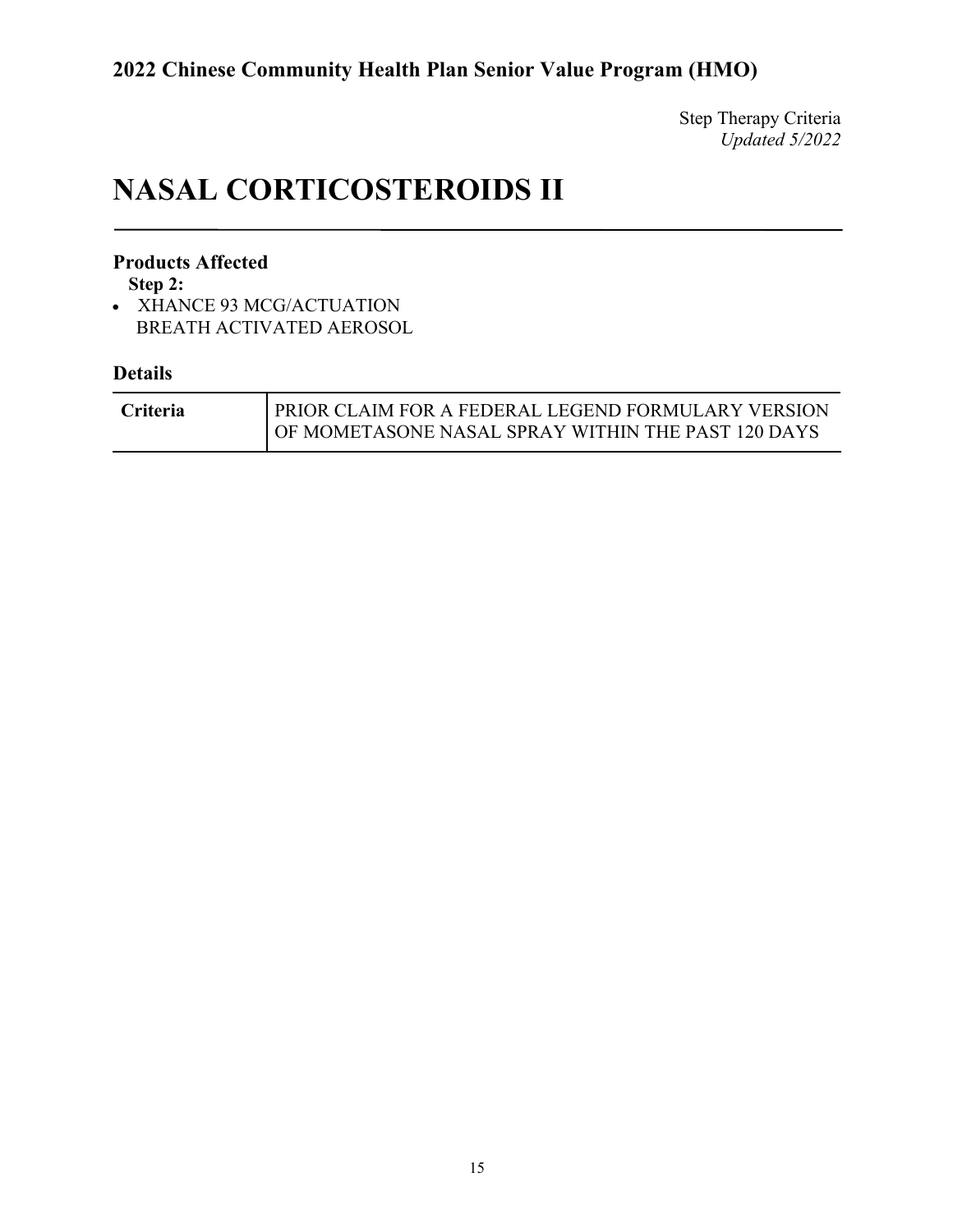Step Therapy Criteria
*Updated 5/2022*

# NASAL CORTICOSTEROIDS II

### Products Affected

**Step 2:**

- XHANCE 93 MCG/ACTUATION BREATH ACTIVATED AEROSOL

### Details

| | |
|---|---|
| **Criteria** | PRIOR CLAIM FOR A FEDERAL LEGEND FORMULARY VERSION OF MOMETASONE NASAL SPRAY WITHIN THE PAST 120 DAYS |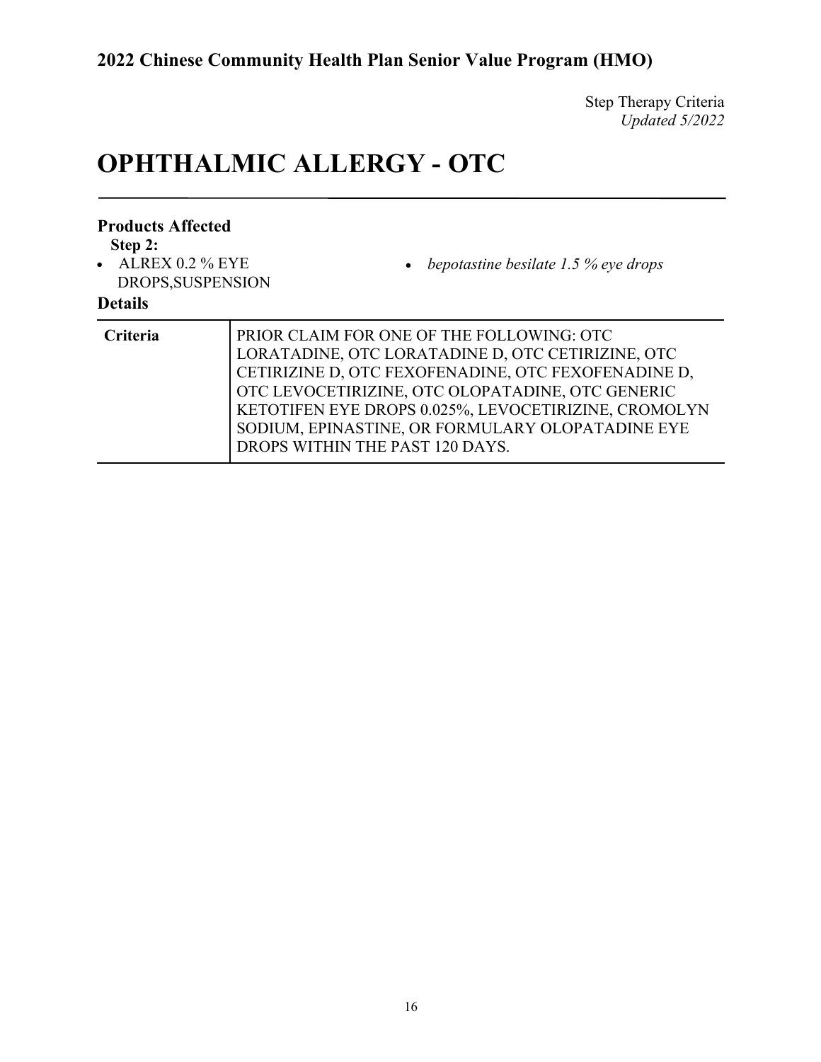Step Therapy Criteria
*Updated 5/2022*

# OPHTHALMIC ALLERGY - OTC

## Products Affected

**Step 2:**

- ALREX 0.2 % EYE DROPS,SUSPENSION
- *bepotastine besilate 1.5 % eye drops*

## Details

| | |
|---|---|
| **Criteria** | PRIOR CLAIM FOR ONE OF THE FOLLOWING: OTC LORATADINE, OTC LORATADINE D, OTC CETIRIZINE, OTC CETIRIZINE D, OTC FEXOFENADINE, OTC FEXOFENADINE D, OTC LEVOCETIRIZINE, OTC OLOPATADINE, OTC GENERIC KETOTIFEN EYE DROPS 0.025%, LEVOCETIRIZINE, CROMOLYN SODIUM, EPINASTINE, OR FORMULARY OLOPATADINE EYE DROPS WITHIN THE PAST 120 DAYS. |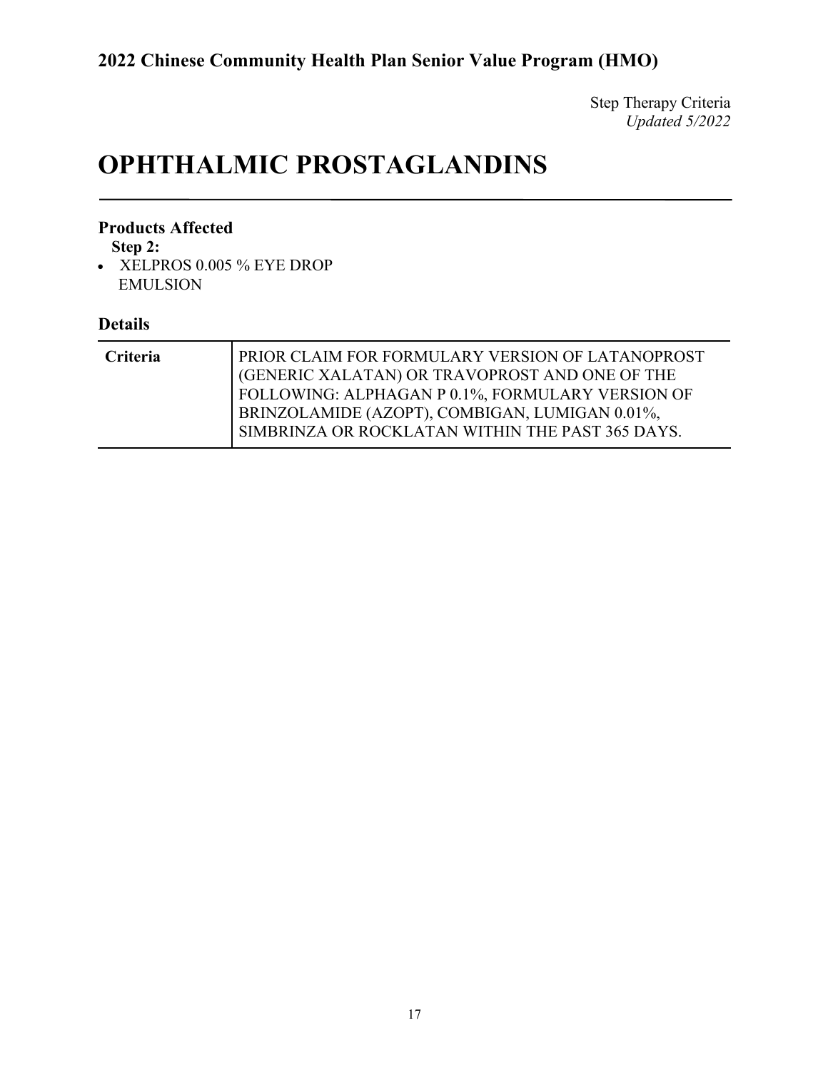Step Therapy Criteria
*Updated 5/2022*

# OPHTHALMIC PROSTAGLANDINS

### Products Affected

**Step 2:**

- XELPROS 0.005 % EYE DROP EMULSION

### Details

| | |
|---|---|
| **Criteria** | PRIOR CLAIM FOR FORMULARY VERSION OF LATANOPROST (GENERIC XALATAN) OR TRAVOPROST AND ONE OF THE FOLLOWING: ALPHAGAN P 0.1%, FORMULARY VERSION OF BRINZOLAMIDE (AZOPT), COMBIGAN, LUMIGAN 0.01%, SIMBRINZA OR ROCKLATAN WITHIN THE PAST 365 DAYS. |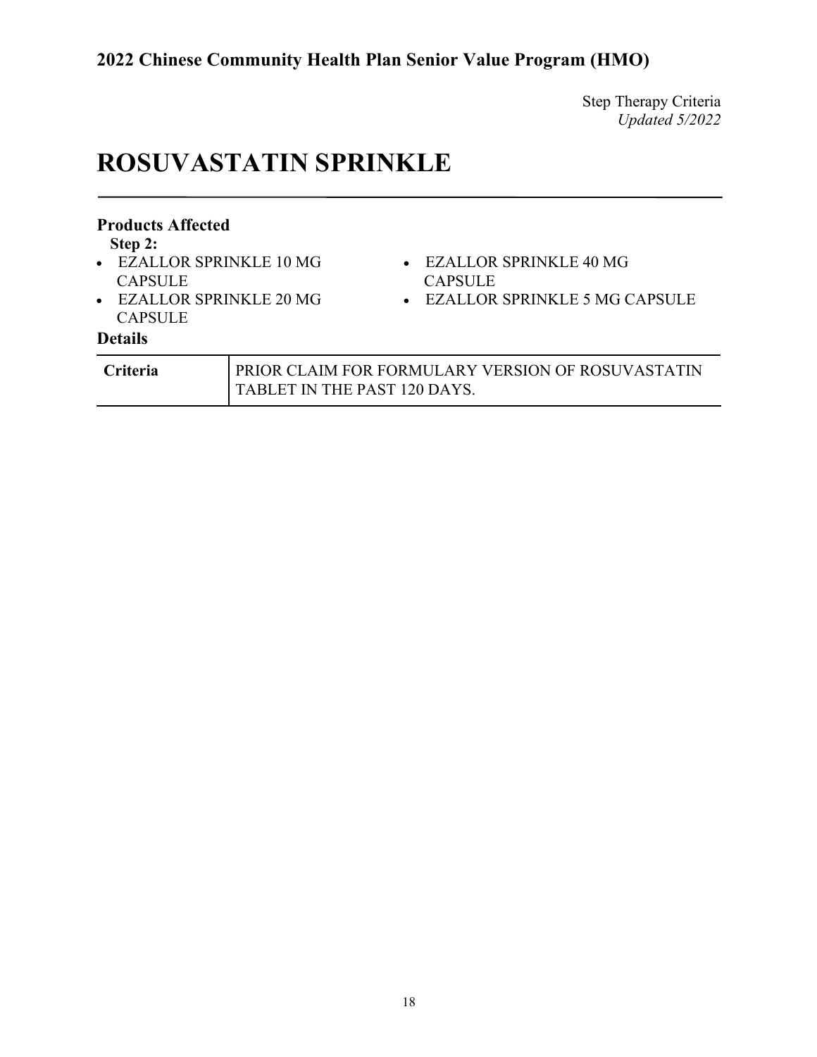Step Therapy Criteria
*Updated 5/2022*

# ROSUVASTATIN SPRINKLE

### Products Affected

**Step 2:**

- EZALLOR SPRINKLE 10 MG CAPSULE
- EZALLOR SPRINKLE 20 MG CAPSULE
- EZALLOR SPRINKLE 40 MG CAPSULE
- EZALLOR SPRINKLE 5 MG CAPSULE

### Details

| | |
|---|---|
| **Criteria** | PRIOR CLAIM FOR FORMULARY VERSION OF ROSUVASTATIN TABLET IN THE PAST 120 DAYS. |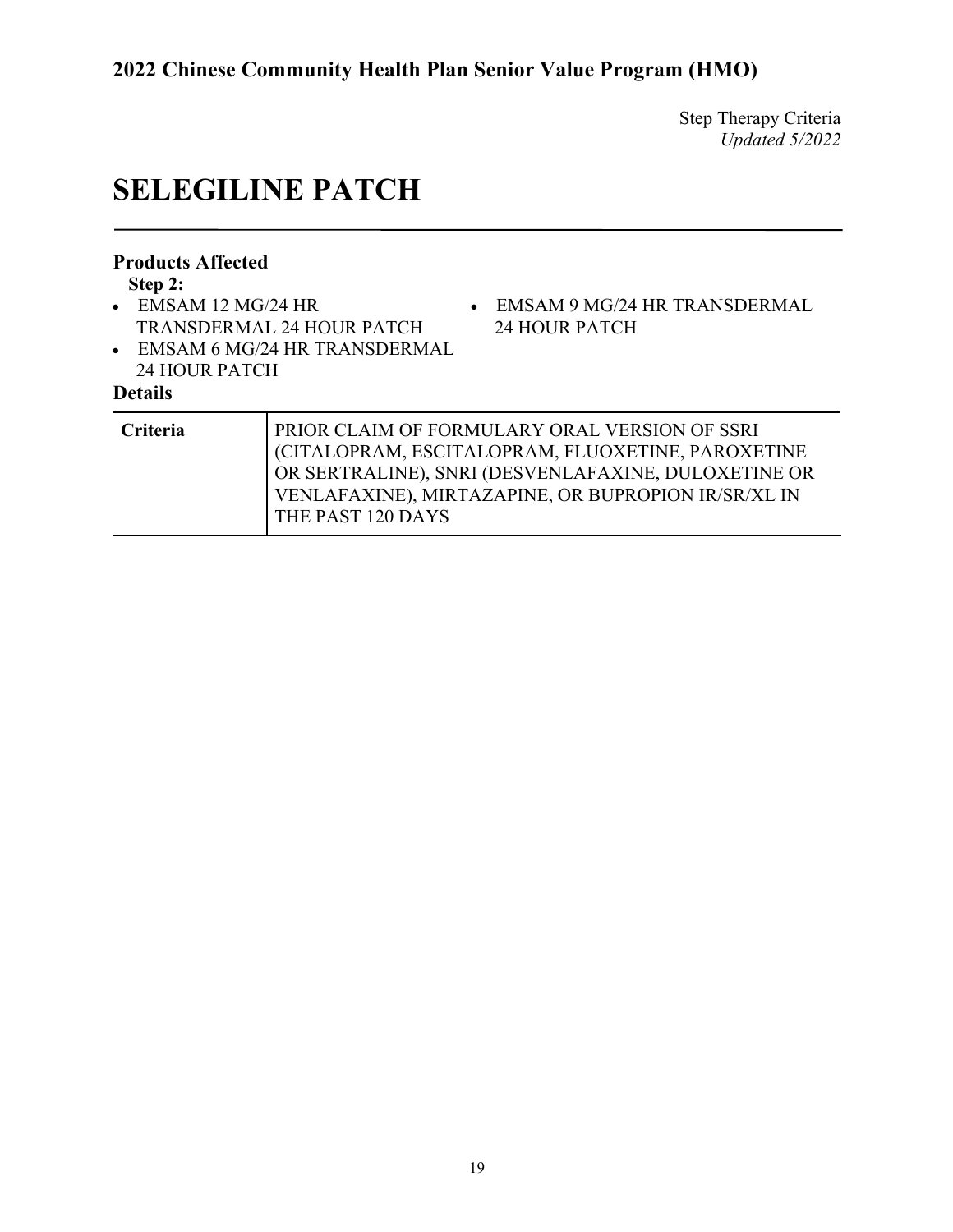Step Therapy Criteria
*Updated 5/2022*

# SELEGILINE PATCH

### Products Affected

**Step 2:**

- EMSAM 12 MG/24 HR TRANSDERMAL 24 HOUR PATCH
- EMSAM 6 MG/24 HR TRANSDERMAL 24 HOUR PATCH
- EMSAM 9 MG/24 HR TRANSDERMAL 24 HOUR PATCH

### Details

| | |
|---|---|
| **Criteria** | PRIOR CLAIM OF FORMULARY ORAL VERSION OF SSRI (CITALOPRAM, ESCITALOPRAM, FLUOXETINE, PAROXETINE OR SERTRALINE), SNRI (DESVENLAFAXINE, DULOXETINE OR VENLAFAXINE), MIRTAZAPINE, OR BUPROPION IR/SR/XL IN THE PAST 120 DAYS |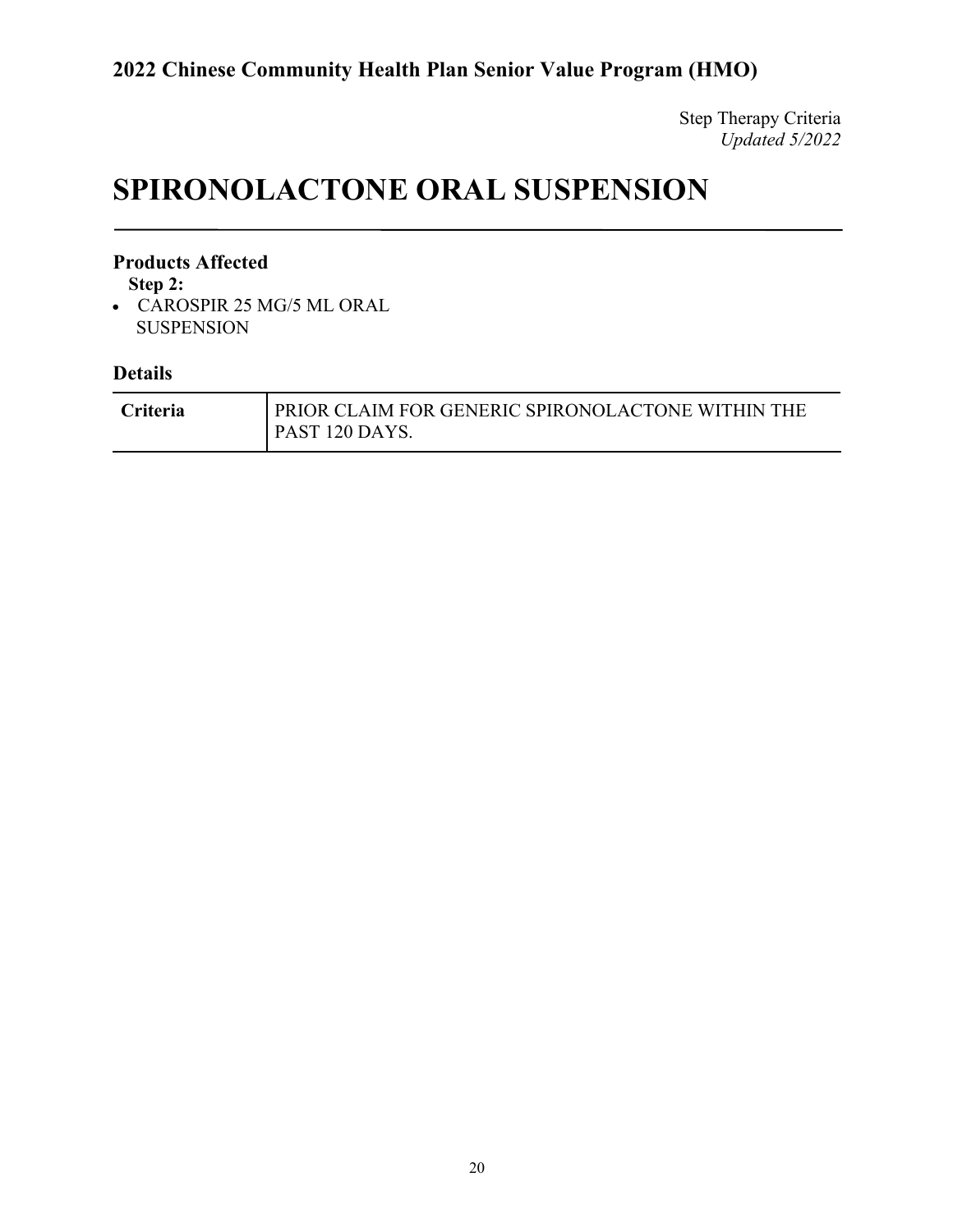Step Therapy Criteria
*Updated 5/2022*

# SPIRONOLACTONE ORAL SUSPENSION

### Products Affected

**Step 2:**

- CAROSPIR 25 MG/5 ML ORAL SUSPENSION

### Details

| | |
|---|---|
| **Criteria** | PRIOR CLAIM FOR GENERIC SPIRONOLACTONE WITHIN THE PAST 120 DAYS. |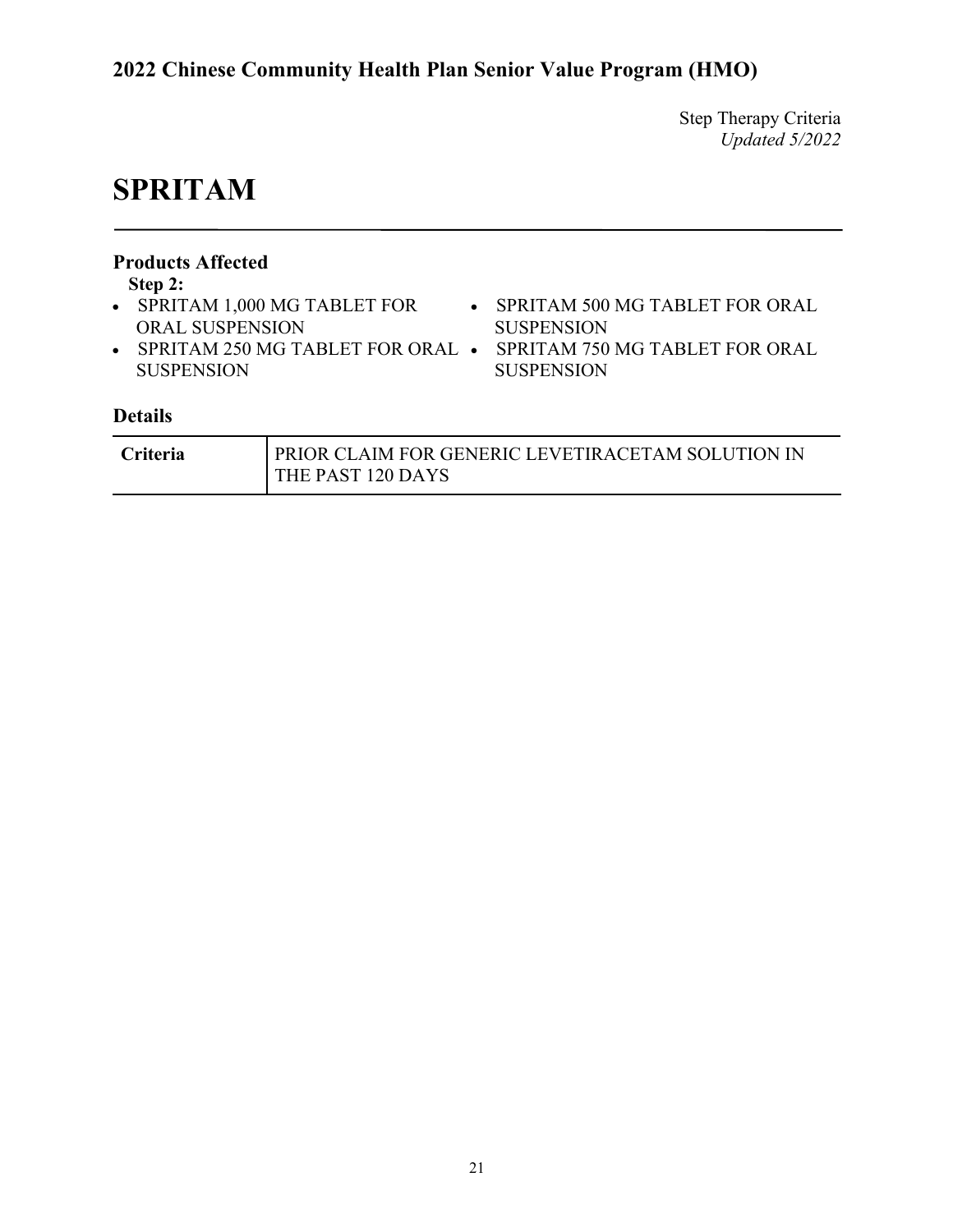Step Therapy Criteria
*Updated 5/2022*

# SPRITAM

## Products Affected

**Step 2:**

- SPRITAM 1,000 MG TABLET FOR ORAL SUSPENSION
- SPRITAM 250 MG TABLET FOR ORAL SUSPENSION
- SPRITAM 500 MG TABLET FOR ORAL SUSPENSION
- SPRITAM 750 MG TABLET FOR ORAL SUSPENSION

## Details

| | |
|---|---|
| **Criteria** | PRIOR CLAIM FOR GENERIC LEVETIRACETAM SOLUTION IN THE PAST 120 DAYS |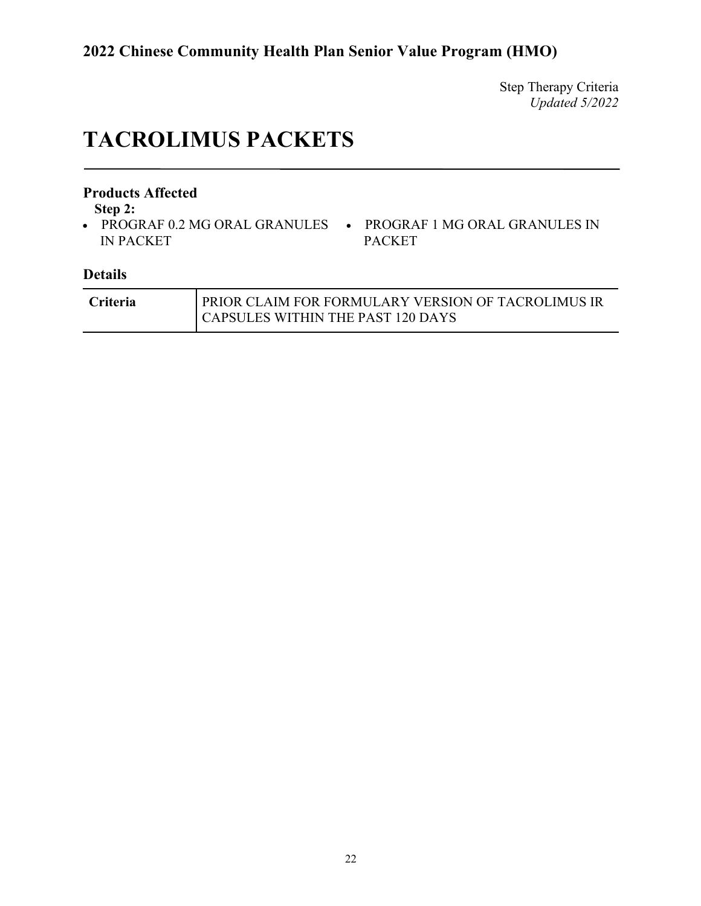Step Therapy Criteria
*Updated 5/2022*

# TACROLIMUS PACKETS

### Products Affected

**Step 2:**

- PROGRAF 0.2 MG ORAL GRANULES IN PACKET
- PROGRAF 1 MG ORAL GRANULES IN PACKET

### Details

| | |
|---|---|
| **Criteria** | PRIOR CLAIM FOR FORMULARY VERSION OF TACROLIMUS IR CAPSULES WITHIN THE PAST 120 DAYS |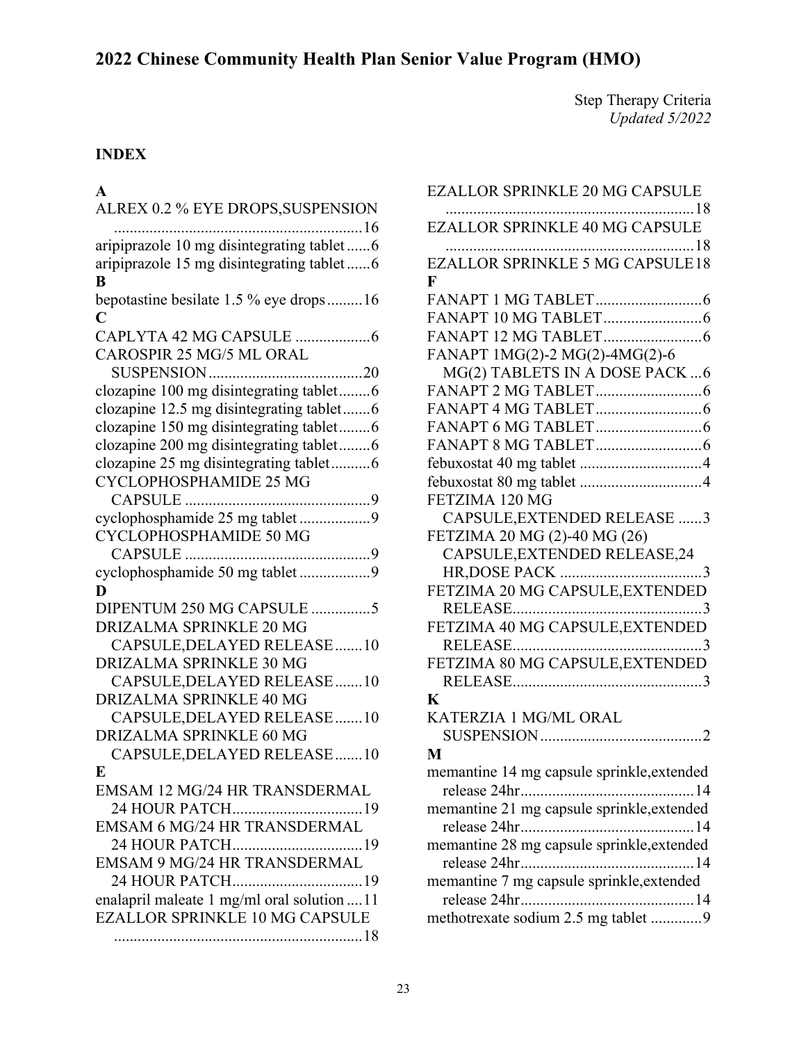# 2022 Chinese Community Health Plan Senior Value Program (HMO)

Step Therapy Criteria
*Updated 5/2022*

**INDEX**

**A**

ALREX 0.2 % EYE DROPS,SUSPENSION ....16
aripiprazole 10 mg disintegrating tablet ......6
aripiprazole 15 mg disintegrating tablet ......6

**B**

bepotastine besilate 1.5 % eye drops .........16

**C**

CAPLYTA 42 MG CAPSULE ...................6
CAROSPIR 25 MG/5 ML ORAL SUSPENSION .......................................20
clozapine 100 mg disintegrating tablet ........6
clozapine 12.5 mg disintegrating tablet .......6
clozapine 150 mg disintegrating tablet ........6
clozapine 200 mg disintegrating tablet ........6
clozapine 25 mg disintegrating tablet ..........6
CYCLOPHOSPHAMIDE 25 MG CAPSULE ...............................................9
cyclophosphamide 25 mg tablet ..................9
CYCLOPHOSPHAMIDE 50 MG CAPSULE ...............................................9
cyclophosphamide 50 mg tablet ..................9

**D**

DIPENTUM 250 MG CAPSULE ...............5
DRIZALMA SPRINKLE 20 MG CAPSULE,DELAYED RELEASE .......10
DRIZALMA SPRINKLE 30 MG CAPSULE,DELAYED RELEASE .......10
DRIZALMA SPRINKLE 40 MG CAPSULE,DELAYED RELEASE .......10
DRIZALMA SPRINKLE 60 MG CAPSULE,DELAYED RELEASE .......10

**E**

EMSAM 12 MG/24 HR TRANSDERMAL 24 HOUR PATCH .................................19
EMSAM 6 MG/24 HR TRANSDERMAL 24 HOUR PATCH .................................19
EMSAM 9 MG/24 HR TRANSDERMAL 24 HOUR PATCH .................................19
enalapril maleate 1 mg/ml oral solution ....11
EZALLOR SPRINKLE 10 MG CAPSULE ...............................................................18
EZALLOR SPRINKLE 20 MG CAPSULE ...............................................................18
EZALLOR SPRINKLE 40 MG CAPSULE ...............................................................18
EZALLOR SPRINKLE 5 MG CAPSULE 18

**F**

FANAPT 1 MG TABLET ...........................6
FANAPT 10 MG TABLET .........................6
FANAPT 12 MG TABLET .........................6
FANAPT 1MG(2)-2 MG(2)-4MG(2)-6 MG(2) TABLETS IN A DOSE PACK ...6
FANAPT 2 MG TABLET ...........................6
FANAPT 4 MG TABLET ...........................6
FANAPT 6 MG TABLET ...........................6
FANAPT 8 MG TABLET ...........................6
febuxostat 40 mg tablet ...............................4
febuxostat 80 mg tablet ...............................4
FETZIMA 120 MG CAPSULE,EXTENDED RELEASE ......3
FETZIMA 20 MG (2)-40 MG (26) CAPSULE,EXTENDED RELEASE,24 HR,DOSE PACK ....................................3
FETZIMA 20 MG CAPSULE,EXTENDED RELEASE................................................3
FETZIMA 40 MG CAPSULE,EXTENDED RELEASE................................................3
FETZIMA 80 MG CAPSULE,EXTENDED RELEASE................................................3

**K**

KATERZIA 1 MG/ML ORAL SUSPENSION .........................................2

**M**

memantine 14 mg capsule sprinkle,extended release 24hr............................................14
memantine 21 mg capsule sprinkle,extended release 24hr............................................14
memantine 28 mg capsule sprinkle,extended release 24hr............................................14
memantine 7 mg capsule sprinkle,extended release 24hr............................................14
methotrexate sodium 2.5 mg tablet .............9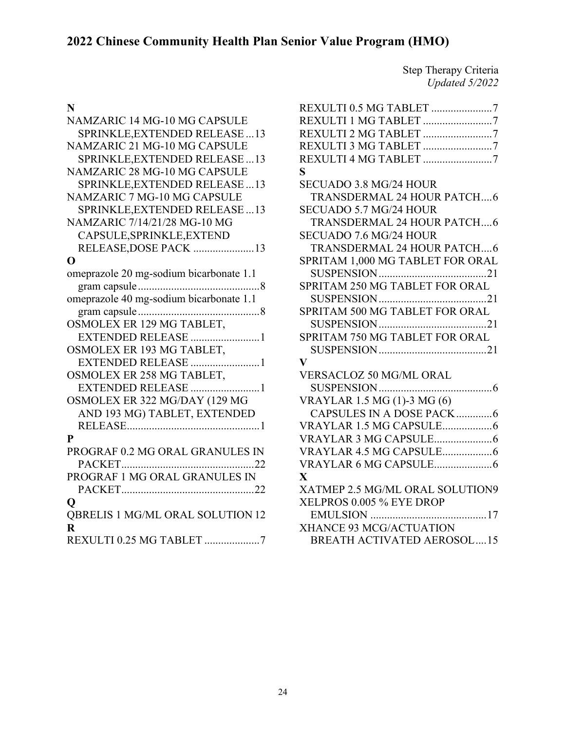## N

NAMZARIC 14 MG-10 MG CAPSULE SPRINKLE,EXTENDED RELEASE ...13
NAMZARIC 21 MG-10 MG CAPSULE SPRINKLE,EXTENDED RELEASE ...13
NAMZARIC 28 MG-10 MG CAPSULE SPRINKLE,EXTENDED RELEASE ...13
NAMZARIC 7 MG-10 MG CAPSULE SPRINKLE,EXTENDED RELEASE ...13
NAMZARIC 7/14/21/28 MG-10 MG CAPSULE,SPRINKLE,EXTEND RELEASE,DOSE PACK ......................13

## O

omeprazole 20 mg-sodium bicarbonate 1.1 gram capsule............................................8
omeprazole 40 mg-sodium bicarbonate 1.1 gram capsule............................................8
OSMOLEX ER 129 MG TABLET, EXTENDED RELEASE .........................1
OSMOLEX ER 193 MG TABLET, EXTENDED RELEASE .........................1
OSMOLEX ER 258 MG TABLET, EXTENDED RELEASE .........................1
OSMOLEX ER 322 MG/DAY (129 MG AND 193 MG) TABLET, EXTENDED RELEASE................................................1

## P

PROGRAF 0.2 MG ORAL GRANULES IN PACKET................................................22
PROGRAF 1 MG ORAL GRANULES IN PACKET................................................22

## Q

QBRELIS 1 MG/ML ORAL SOLUTION 12

## R

REXULTI 0.25 MG TABLET ....................7
REXULTI 0.5 MG TABLET ......................7
REXULTI 1 MG TABLET .........................7
REXULTI 2 MG TABLET .........................7
REXULTI 3 MG TABLET .........................7
REXULTI 4 MG TABLET .........................7

## S

SECUADO 3.8 MG/24 HOUR TRANSDERMAL 24 HOUR PATCH....6
SECUADO 5.7 MG/24 HOUR TRANSDERMAL 24 HOUR PATCH....6
SECUADO 7.6 MG/24 HOUR TRANSDERMAL 24 HOUR PATCH....6
SPRITAM 1,000 MG TABLET FOR ORAL SUSPENSION.......................................21
SPRITAM 250 MG TABLET FOR ORAL SUSPENSION.......................................21
SPRITAM 500 MG TABLET FOR ORAL SUSPENSION.......................................21
SPRITAM 750 MG TABLET FOR ORAL SUSPENSION.......................................21

## V

VERSACLOZ 50 MG/ML ORAL SUSPENSION.........................................6
VRAYLAR 1.5 MG (1)-3 MG (6) CAPSULES IN A DOSE PACK.............6
VRAYLAR 1.5 MG CAPSULE..................6
VRAYLAR 3 MG CAPSULE.....................6
VRAYLAR 4.5 MG CAPSULE..................6
VRAYLAR 6 MG CAPSULE.....................6

## X

XATMEP 2.5 MG/ML ORAL SOLUTION9
XELPROS 0.005 % EYE DROP EMULSION ..........................................17
XHANCE 93 MCG/ACTUATION BREATH ACTIVATED AEROSOL....15